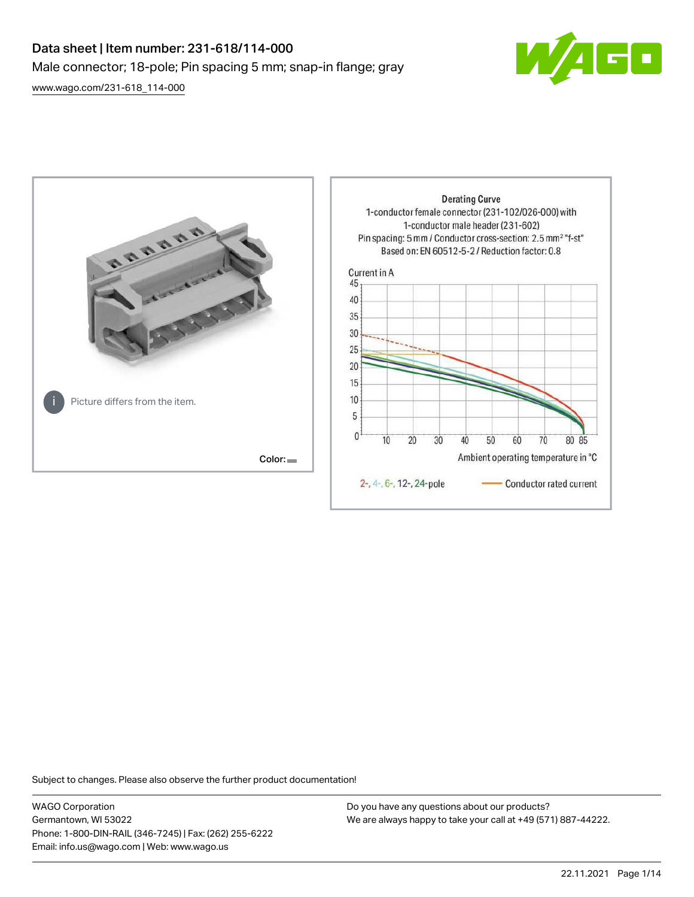# Data sheet | Item number: 231-618/114-000

Male connector; 18-pole; Pin spacing 5 mm; snap-in flange; gray

www.wago.com/231-618_114-000

Picture differs from the item.

Color:

Derating Curve
1-conductor female connector (231-102/026-000) with 1-conductor male header (231-602)
Pin spacing: 5 mm / Conductor cross-section: 2.5 mm² "f-st"
Based on: EN 60512-5-2 / Reduction factor: 0.8

Current in A

Ambient operating temperature in °C

2-, 4-, 6-, 12-, 24-pole — Conductor rated current

Subject to changes. Please also observe the further product documentation!

WAGO Corporation
Germantown, WI 53022
Phone: 1-800-DIN-RAIL (346-7245) | Fax: (262) 255-6222
Email: info.us@wago.com | Web: www.wago.us

Do you have any questions about our products?
We are always happy to take your call at +49 (571) 887-44222.

22.11.2021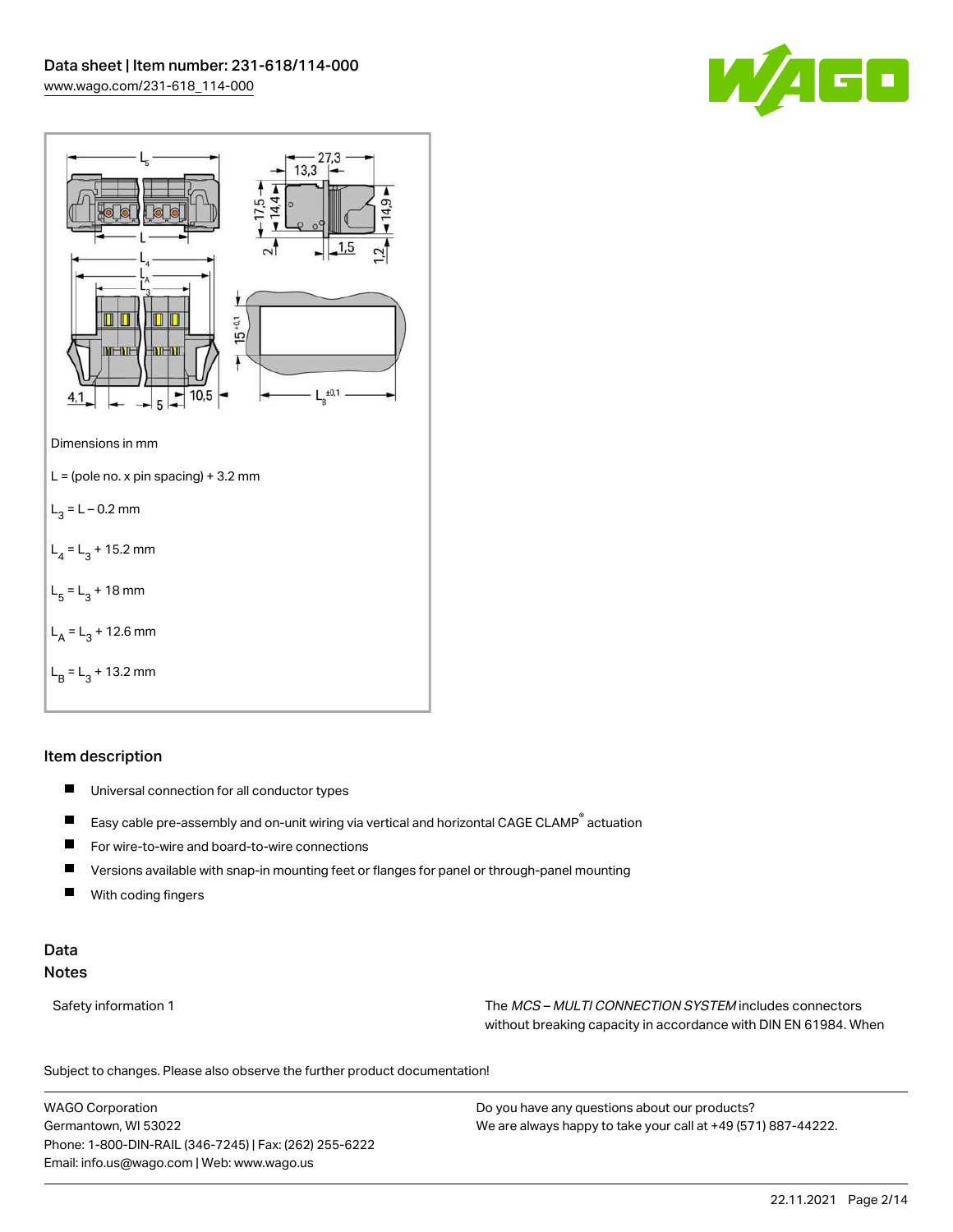Dimensions in mm

L = (pole no. x pin spacing) + 3.2 mm

$L_3$ = L – 0.2 mm

$L_4$ = $L_3$ + 15.2 mm

$L_5$ = $L_3$ + 18 mm

$L_A$ = $L_3$ + 12.6 mm

$L_B$ = $L_3$ + 13.2 mm

## Item description

- Universal connection for all conductor types
- Easy cable pre-assembly and on-unit wiring via vertical and horizontal CAGE CLAMP® actuation
- For wire-to-wire and board-to-wire connections
- Versions available with snap-in mounting feet or flanges for panel or through-panel mounting
- With coding fingers

## Data

### Notes

| | |
|---|---|
| Safety information 1 | The *MCS – MULTI CONNECTION SYSTEM* includes connectors without breaking capacity in accordance with DIN EN 61984. When |

Subject to changes. Please also observe the further product documentation!

WAGO Corporation
Germantown, WI 53022
Phone: 1-800-DIN-RAIL (346-7245) | Fax: (262) 255-6222
Email: info.us@wago.com | Web: www.wago.us

Do you have any questions about our products?
We are always happy to take your call at +49 (571) 887-44222.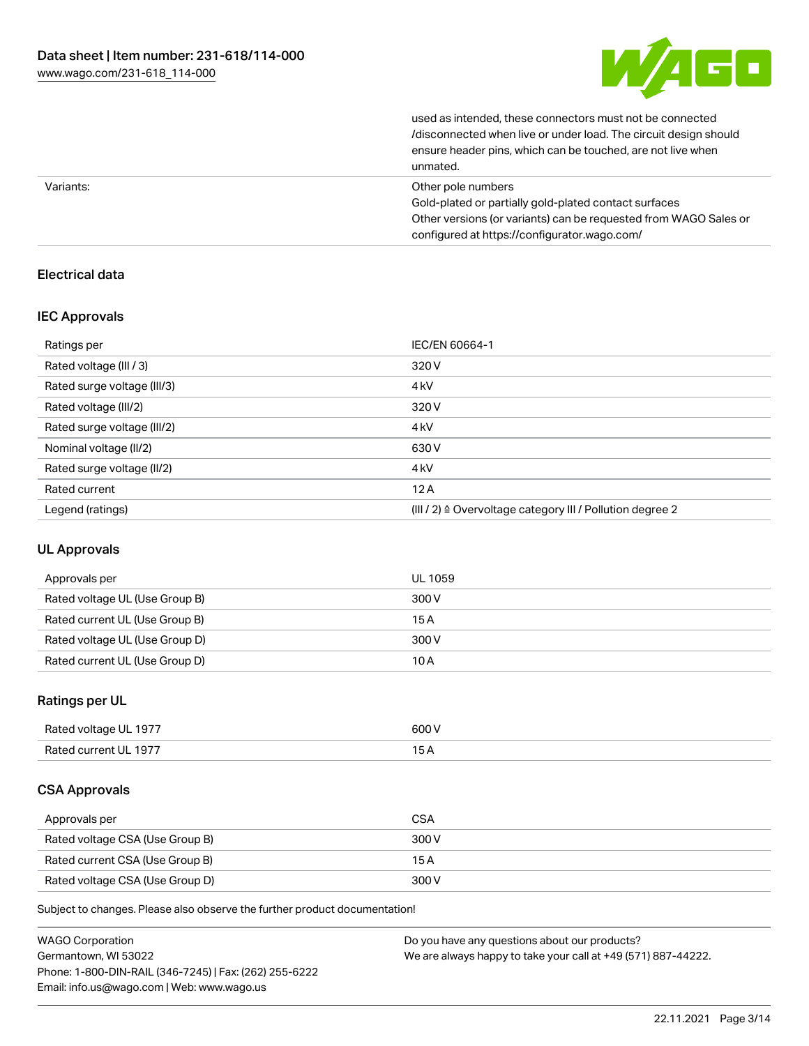| | |
|---|---|
| | used as intended, these connectors must not be connected /disconnected when live or under load. The circuit design should ensure header pins, which can be touched, are not live when unmated. |
| Variants: | Other pole numbers<br>Gold-plated or partially gold-plated contact surfaces<br>Other versions (or variants) can be requested from WAGO Sales or configured at https://configurator.wago.com/ |

## Electrical data

### IEC Approvals

| Ratings per | IEC/EN 60664-1 |
|---|---|
| Rated voltage (III / 3) | 320 V |
| Rated surge voltage (III/3) | 4 kV |
| Rated voltage (III/2) | 320 V |
| Rated surge voltage (III/2) | 4 kV |
| Nominal voltage (II/2) | 630 V |
| Rated surge voltage (II/2) | 4 kV |
| Rated current | 12 A |
| Legend (ratings) | (III / 2) ≙ Overvoltage category III / Pollution degree 2 |

### UL Approvals

| Approvals per | UL 1059 |
|---|---|
| Rated voltage UL (Use Group B) | 300 V |
| Rated current UL (Use Group B) | 15 A |
| Rated voltage UL (Use Group D) | 300 V |
| Rated current UL (Use Group D) | 10 A |

### Ratings per UL

| Rated voltage UL 1977 | 600 V |
|---|---|
| Rated current UL 1977 | 15 A |

### CSA Approvals

| Approvals per | CSA |
|---|---|
| Rated voltage CSA (Use Group B) | 300 V |
| Rated current CSA (Use Group B) | 15 A |
| Rated voltage CSA (Use Group D) | 300 V |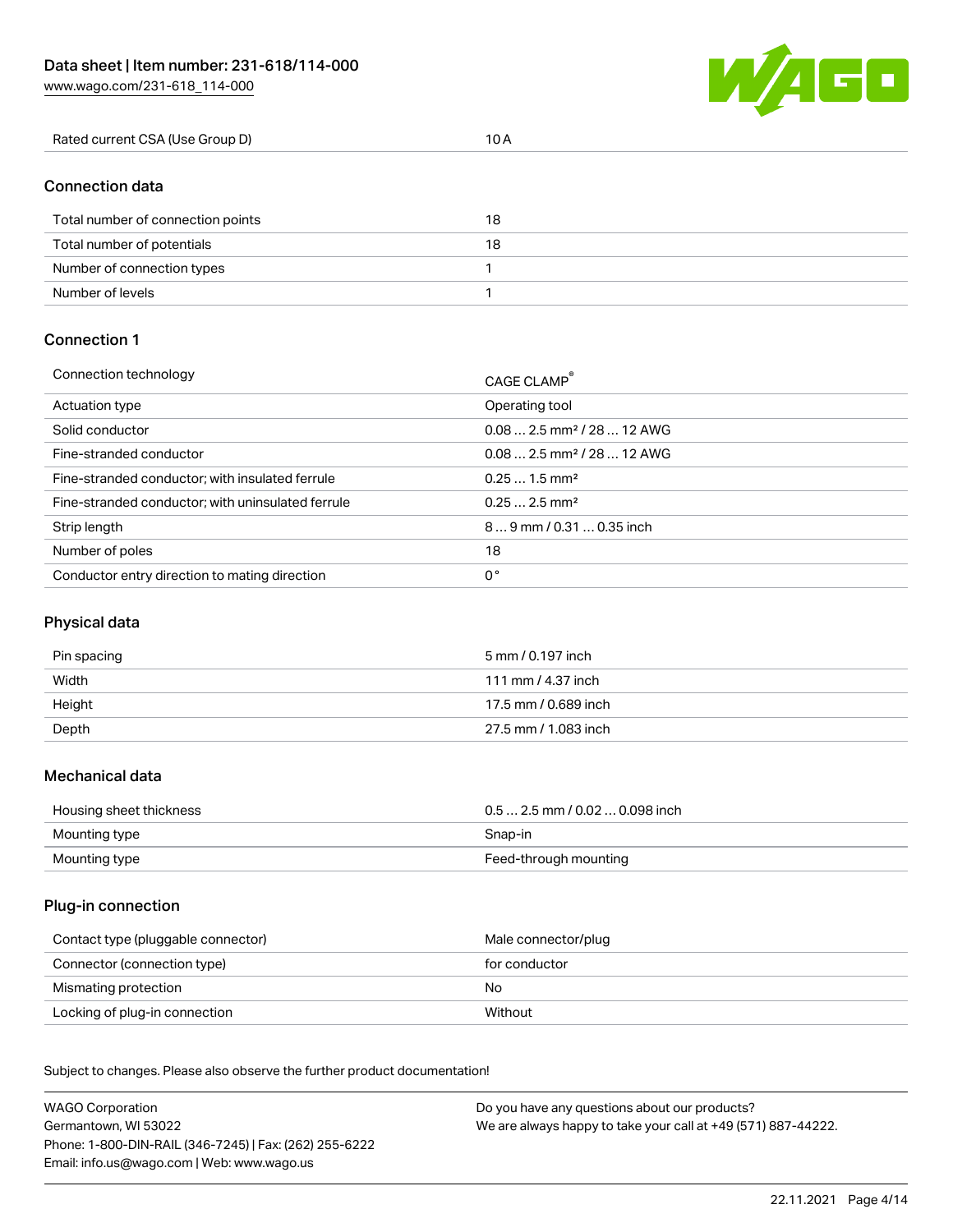| Rated current CSA (Use Group D) | 10 A |
| --- | --- |

## Connection data

| Total number of connection points | 18 |
| --- | --- |
| Total number of potentials | 18 |
| Number of connection types | 1 |
| Number of levels | 1 |

## Connection 1

| Connection technology | CAGE CLAMP® |
| --- | --- |
| Actuation type | Operating tool |
| Solid conductor | 0.08 … 2.5 mm² / 28 … 12 AWG |
| Fine-stranded conductor | 0.08 … 2.5 mm² / 28 … 12 AWG |
| Fine-stranded conductor; with insulated ferrule | 0.25 … 1.5 mm² |
| Fine-stranded conductor; with uninsulated ferrule | 0.25 … 2.5 mm² |
| Strip length | 8 … 9 mm / 0.31 … 0.35 inch |
| Number of poles | 18 |
| Conductor entry direction to mating direction | 0° |

## Physical data

| Pin spacing | 5 mm / 0.197 inch |
| --- | --- |
| Width | 111 mm / 4.37 inch |
| Height | 17.5 mm / 0.689 inch |
| Depth | 27.5 mm / 1.083 inch |

## Mechanical data

| Housing sheet thickness | 0.5 … 2.5 mm / 0.02 … 0.098 inch |
| --- | --- |
| Mounting type | Snap-in |
| Mounting type | Feed-through mounting |

## Plug-in connection

| Contact type (pluggable connector) | Male connector/plug |
| --- | --- |
| Connector (connection type) | for conductor |
| Mismating protection | No |
| Locking of plug-in connection | Without |

Subject to changes. Please also observe the further product documentation!

WAGO Corporation
Germantown, WI 53022
Phone: 1-800-DIN-RAIL (346-7245) | Fax: (262) 255-6222
Email: info.us@wago.com | Web: www.wago.us

Do you have any questions about our products?
We are always happy to take your call at +49 (571) 887-44222.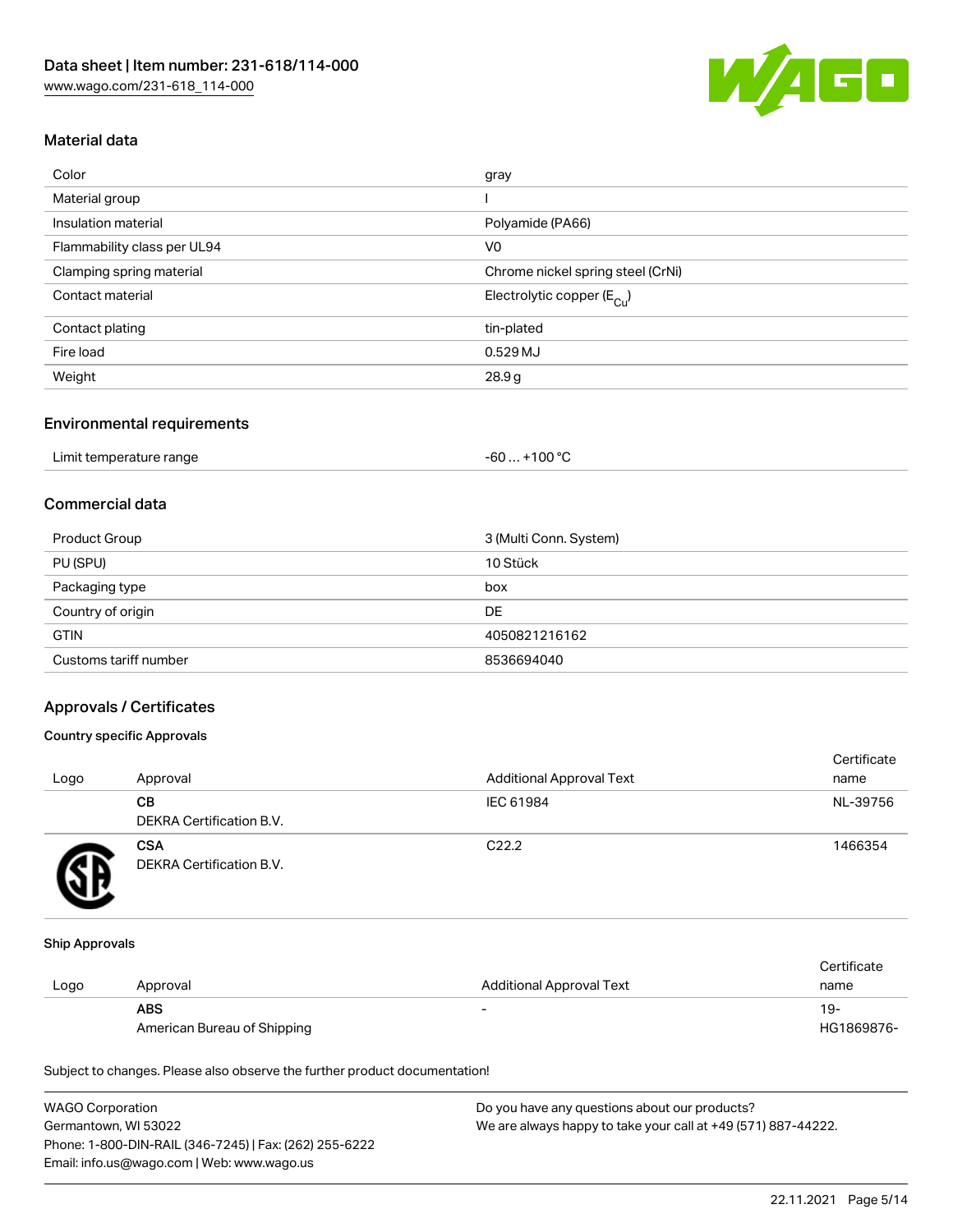## Material data

| Color | gray |
|---|---|
| Material group | I |
| Insulation material | Polyamide (PA66) |
| Flammability class per UL94 | V0 |
| Clamping spring material | Chrome nickel spring steel (CrNi) |
| Contact material | Electrolytic copper ($E_{Cu}$) |
| Contact plating | tin-plated |
| Fire load | 0.529 MJ |
| Weight | 28.9 g |

## Environmental requirements

| Limit temperature range | -60 … +100 °C |
|---|---|

## Commercial data

| Product Group | 3 (Multi Conn. System) |
|---|---|
| PU (SPU) | 10 Stück |
| Packaging type | box |
| Country of origin | DE |
| GTIN | 4050821216162 |
| Customs tariff number | 8536694040 |

## Approvals / Certificates

### Country specific Approvals

| Logo | Approval | Additional Approval Text | Certificate name |
|---|---|---|---|
| | **CB** DEKRA Certification B.V. | IEC 61984 | NL-39756 |
| | **CSA** DEKRA Certification B.V. | C22.2 | 1466354 |

### Ship Approvals

| Logo | Approval | Additional Approval Text | Certificate name |
|---|---|---|---|
| | **ABS** American Bureau of Shipping | - | 19-HG1869876- |

Subject to changes. Please also observe the further product documentation!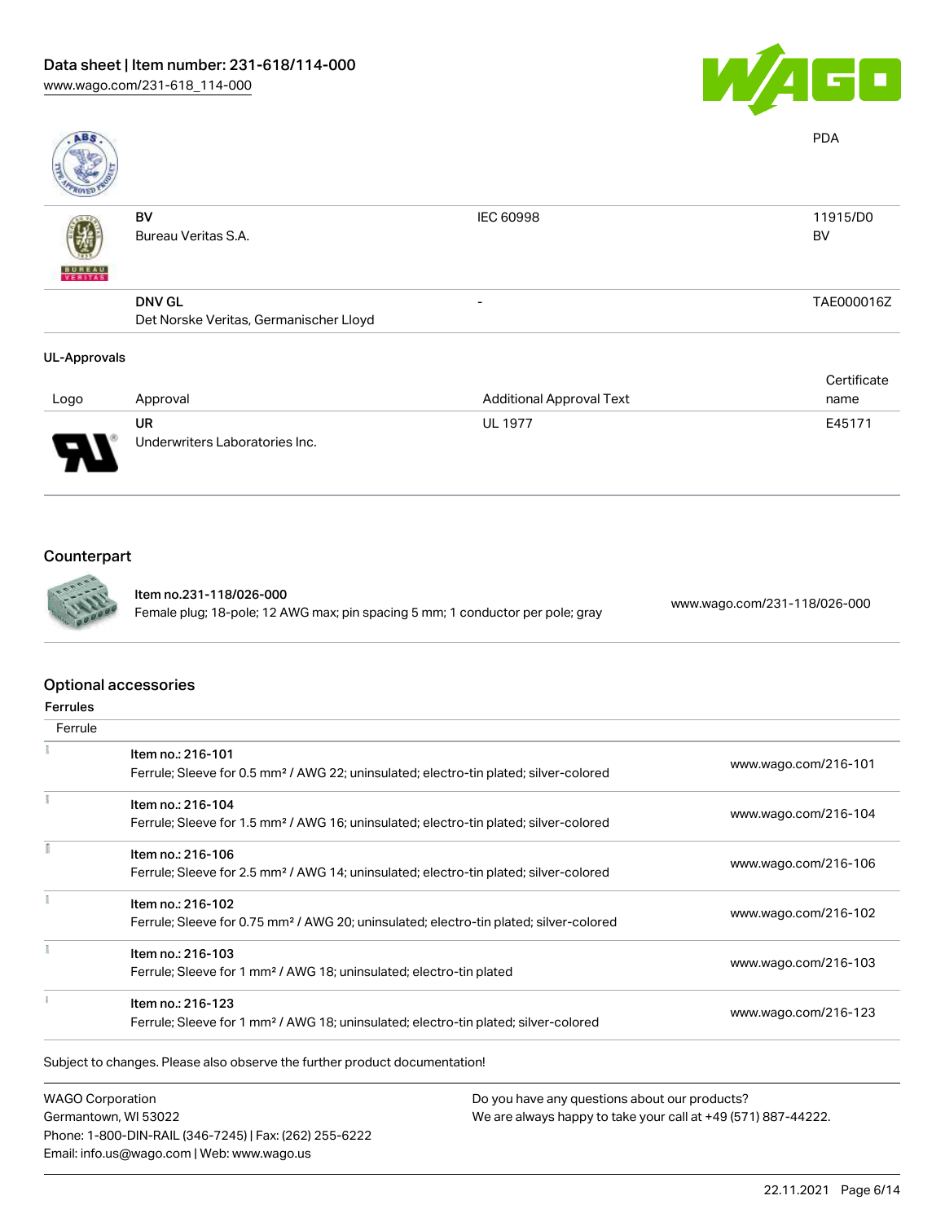| | | | PDA |
|---|---|---|---|
| | BV<br>Bureau Veritas S.A. | IEC 60998 | 11915/D0<br>BV |
| | DNV GL<br>Det Norske Veritas, Germanischer Lloyd | - | TAE000016Z |

### UL-Approvals

| Logo | Approval | Additional Approval Text | Certificate name |
|---|---|---|---|
| | UR<br>Underwriters Laboratories Inc. | UL 1977 | E45171 |

## Counterpart

| | | |
|---|---|---|
| | Item no.231-118/026-000<br>Female plug; 18-pole; 12 AWG max; pin spacing 5 mm; 1 conductor per pole; gray | www.wago.com/231-118/026-000 |

## Optional accessories

### Ferrules

| Ferrule | | |
|---|---|---|
| | Item no.: 216-101<br>Ferrule; Sleeve for 0.5 mm² / AWG 22; uninsulated; electro-tin plated; silver-colored | www.wago.com/216-101 |
| | Item no.: 216-104<br>Ferrule; Sleeve for 1.5 mm² / AWG 16; uninsulated; electro-tin plated; silver-colored | www.wago.com/216-104 |
| | Item no.: 216-106<br>Ferrule; Sleeve for 2.5 mm² / AWG 14; uninsulated; electro-tin plated; silver-colored | www.wago.com/216-106 |
| | Item no.: 216-102<br>Ferrule; Sleeve for 0.75 mm² / AWG 20; uninsulated; electro-tin plated; silver-colored | www.wago.com/216-102 |
| | Item no.: 216-103<br>Ferrule; Sleeve for 1 mm² / AWG 18; uninsulated; electro-tin plated | www.wago.com/216-103 |
| | Item no.: 216-123<br>Ferrule; Sleeve for 1 mm² / AWG 18; uninsulated; electro-tin plated; silver-colored | www.wago.com/216-123 |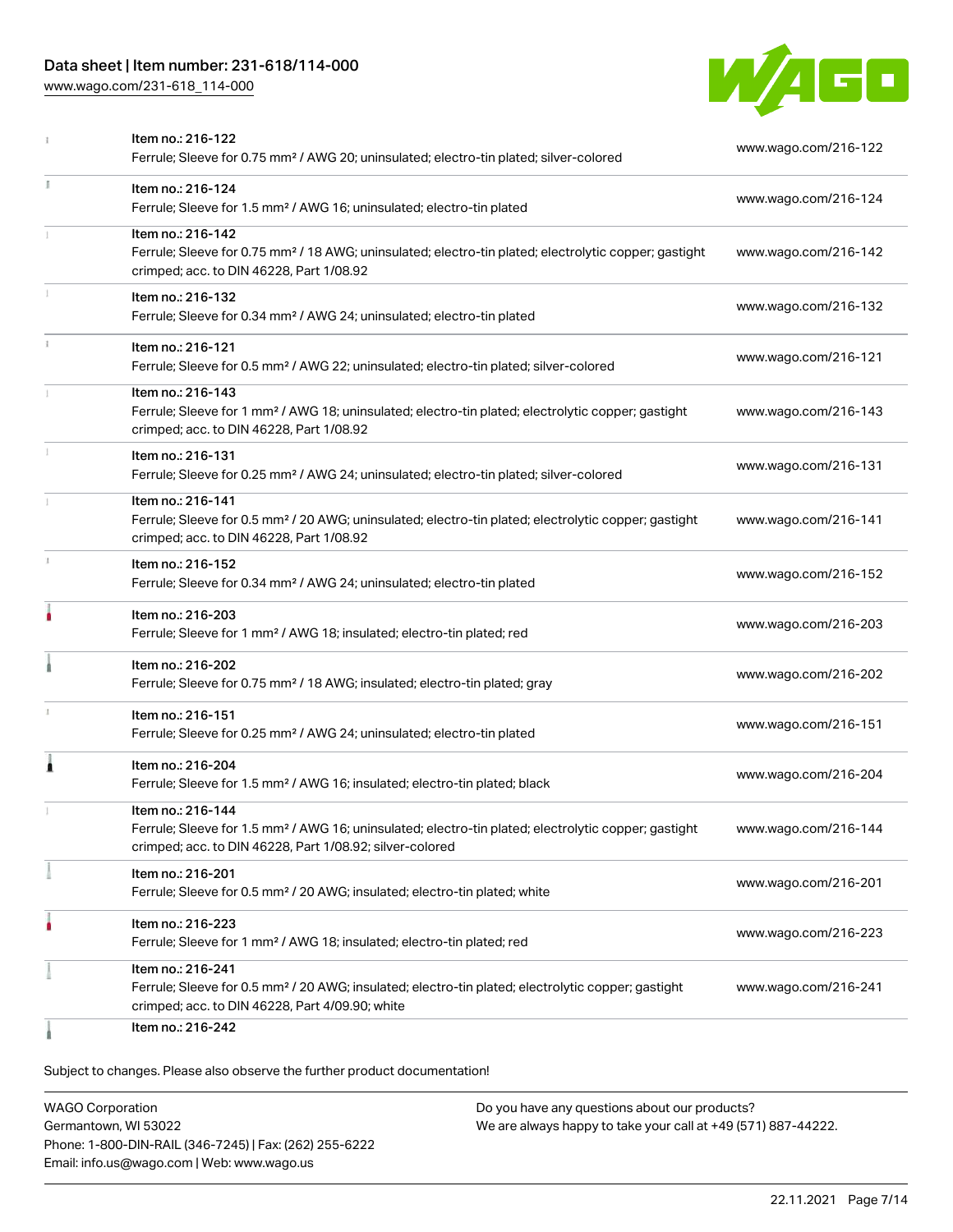| | | |
|---|---|---|
| | Item no.: 216-122<br>Ferrule; Sleeve for 0.75 mm² / AWG 20; uninsulated; electro-tin plated; silver-colored | www.wago.com/216-122 |
| | Item no.: 216-124<br>Ferrule; Sleeve for 1.5 mm² / AWG 16; uninsulated; electro-tin plated | www.wago.com/216-124 |
| | Item no.: 216-142<br>Ferrule; Sleeve for 0.75 mm² / 18 AWG; uninsulated; electro-tin plated; electrolytic copper; gastight crimped; acc. to DIN 46228, Part 1/08.92 | www.wago.com/216-142 |
| | Item no.: 216-132<br>Ferrule; Sleeve for 0.34 mm² / AWG 24; uninsulated; electro-tin plated | www.wago.com/216-132 |
| | Item no.: 216-121<br>Ferrule; Sleeve for 0.5 mm² / AWG 22; uninsulated; electro-tin plated; silver-colored | www.wago.com/216-121 |
| | Item no.: 216-143<br>Ferrule; Sleeve for 1 mm² / AWG 18; uninsulated; electro-tin plated; electrolytic copper; gastight crimped; acc. to DIN 46228, Part 1/08.92 | www.wago.com/216-143 |
| | Item no.: 216-131<br>Ferrule; Sleeve for 0.25 mm² / AWG 24; uninsulated; electro-tin plated; silver-colored | www.wago.com/216-131 |
| | Item no.: 216-141<br>Ferrule; Sleeve for 0.5 mm² / 20 AWG; uninsulated; electro-tin plated; electrolytic copper; gastight crimped; acc. to DIN 46228, Part 1/08.92 | www.wago.com/216-141 |
| | Item no.: 216-152<br>Ferrule; Sleeve for 0.34 mm² / AWG 24; uninsulated; electro-tin plated | www.wago.com/216-152 |
| | Item no.: 216-203<br>Ferrule; Sleeve for 1 mm² / AWG 18; insulated; electro-tin plated; red | www.wago.com/216-203 |
| | Item no.: 216-202<br>Ferrule; Sleeve for 0.75 mm² / 18 AWG; insulated; electro-tin plated; gray | www.wago.com/216-202 |
| | Item no.: 216-151<br>Ferrule; Sleeve for 0.25 mm² / AWG 24; uninsulated; electro-tin plated | www.wago.com/216-151 |
| | Item no.: 216-204<br>Ferrule; Sleeve for 1.5 mm² / AWG 16; insulated; electro-tin plated; black | www.wago.com/216-204 |
| | Item no.: 216-144<br>Ferrule; Sleeve for 1.5 mm² / AWG 16; uninsulated; electro-tin plated; electrolytic copper; gastight crimped; acc. to DIN 46228, Part 1/08.92; silver-colored | www.wago.com/216-144 |
| | Item no.: 216-201<br>Ferrule; Sleeve for 0.5 mm² / 20 AWG; insulated; electro-tin plated; white | www.wago.com/216-201 |
| | Item no.: 216-223<br>Ferrule; Sleeve for 1 mm² / AWG 18; insulated; electro-tin plated; red | www.wago.com/216-223 |
| | Item no.: 216-241<br>Ferrule; Sleeve for 0.5 mm² / 20 AWG; insulated; electro-tin plated; electrolytic copper; gastight crimped; acc. to DIN 46228, Part 4/09.90; white | www.wago.com/216-241 |
| | Item no.: 216-242 | |

Subject to changes. Please also observe the further product documentation!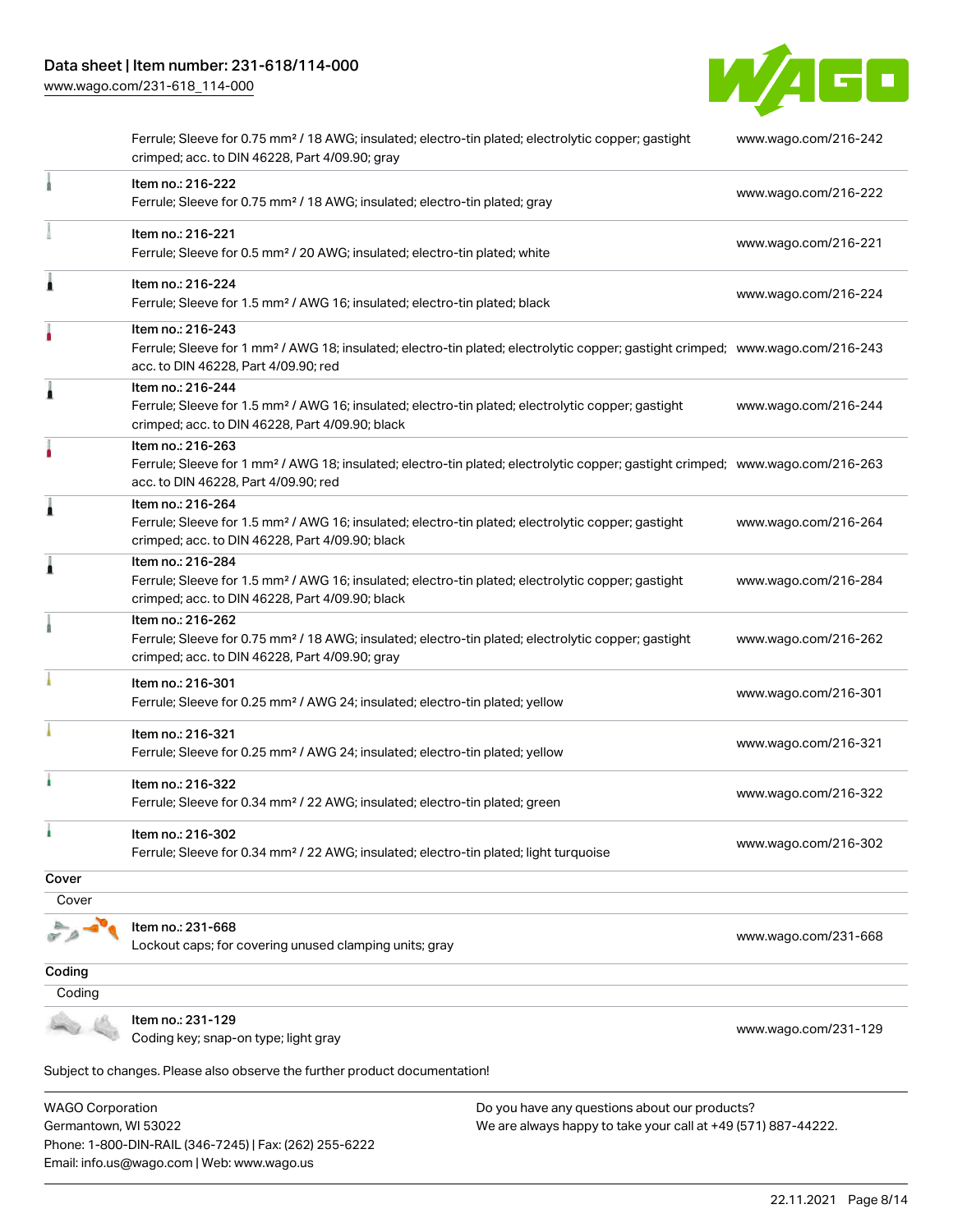| | | |
|---|---|---|
| | Ferrule; Sleeve for 0.75 mm² / 18 AWG; insulated; electro-tin plated; electrolytic copper; gastight crimped; acc. to DIN 46228, Part 4/09.90; gray | www.wago.com/216-242 |
| | Item no.: 216-222<br>Ferrule; Sleeve for 0.75 mm² / 18 AWG; insulated; electro-tin plated; gray | www.wago.com/216-222 |
| | Item no.: 216-221<br>Ferrule; Sleeve for 0.5 mm² / 20 AWG; insulated; electro-tin plated; white | www.wago.com/216-221 |
| | Item no.: 216-224<br>Ferrule; Sleeve for 1.5 mm² / AWG 16; insulated; electro-tin plated; black | www.wago.com/216-224 |
| | Item no.: 216-243<br>Ferrule; Sleeve for 1 mm² / AWG 18; insulated; electro-tin plated; electrolytic copper; gastight crimped; acc. to DIN 46228, Part 4/09.90; red | www.wago.com/216-243 |
| | Item no.: 216-244<br>Ferrule; Sleeve for 1.5 mm² / AWG 16; insulated; electro-tin plated; electrolytic copper; gastight crimped; acc. to DIN 46228, Part 4/09.90; black | www.wago.com/216-244 |
| | Item no.: 216-263<br>Ferrule; Sleeve for 1 mm² / AWG 18; insulated; electro-tin plated; electrolytic copper; gastight crimped; acc. to DIN 46228, Part 4/09.90; red | www.wago.com/216-263 |
| | Item no.: 216-264<br>Ferrule; Sleeve for 1.5 mm² / AWG 16; insulated; electro-tin plated; electrolytic copper; gastight crimped; acc. to DIN 46228, Part 4/09.90; black | www.wago.com/216-264 |
| | Item no.: 216-284<br>Ferrule; Sleeve for 1.5 mm² / AWG 16; insulated; electro-tin plated; electrolytic copper; gastight crimped; acc. to DIN 46228, Part 4/09.90; black | www.wago.com/216-284 |
| | Item no.: 216-262<br>Ferrule; Sleeve for 0.75 mm² / 18 AWG; insulated; electro-tin plated; electrolytic copper; gastight crimped; acc. to DIN 46228, Part 4/09.90; gray | www.wago.com/216-262 |
| | Item no.: 216-301<br>Ferrule; Sleeve for 0.25 mm² / AWG 24; insulated; electro-tin plated; yellow | www.wago.com/216-301 |
| | Item no.: 216-321<br>Ferrule; Sleeve for 0.25 mm² / AWG 24; insulated; electro-tin plated; yellow | www.wago.com/216-321 |
| | Item no.: 216-322<br>Ferrule; Sleeve for 0.34 mm² / 22 AWG; insulated; electro-tin plated; green | www.wago.com/216-322 |
| | Item no.: 216-302<br>Ferrule; Sleeve for 0.34 mm² / 22 AWG; insulated; electro-tin plated; light turquoise | www.wago.com/216-302 |

**Cover**

Cover

| | | |
|---|---|---|
| | Item no.: 231-668<br>Lockout caps; for covering unused clamping units; gray | www.wago.com/231-668 |

**Coding**

Coding

| | | |
|---|---|---|
| | Item no.: 231-129<br>Coding key; snap-on type; light gray | www.wago.com/231-129 |

Subject to changes. Please also observe the further product documentation!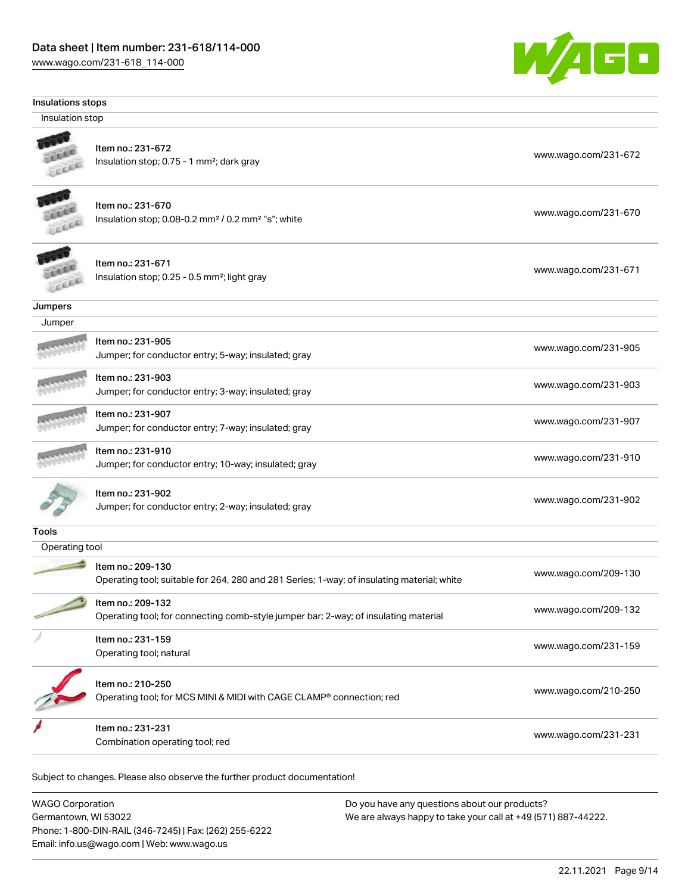## Insulations stops

### Insulation stop

| Item | Link |
|---|---|
| Item no.: 231-672<br>Insulation stop; 0.75 - 1 mm²; dark gray | www.wago.com/231-672 |
| Item no.: 231-670<br>Insulation stop; 0.08-0.2 mm² / 0.2 mm² "s"; white | www.wago.com/231-670 |
| Item no.: 231-671<br>Insulation stop; 0.25 - 0.5 mm²; light gray | www.wago.com/231-671 |

## Jumpers

### Jumper

| Item | Link |
|---|---|
| Item no.: 231-905<br>Jumper; for conductor entry; 5-way; insulated; gray | www.wago.com/231-905 |
| Item no.: 231-903<br>Jumper; for conductor entry; 3-way; insulated; gray | www.wago.com/231-903 |
| Item no.: 231-907<br>Jumper; for conductor entry; 7-way; insulated; gray | www.wago.com/231-907 |
| Item no.: 231-910<br>Jumper; for conductor entry; 10-way; insulated; gray | www.wago.com/231-910 |
| Item no.: 231-902<br>Jumper; for conductor entry; 2-way; insulated; gray | www.wago.com/231-902 |

## Tools

### Operating tool

| Item | Link |
|---|---|
| Item no.: 209-130<br>Operating tool; suitable for 264, 280 and 281 Series; 1-way; of insulating material; white | www.wago.com/209-130 |
| Item no.: 209-132<br>Operating tool; for connecting comb-style jumper bar; 2-way; of insulating material | www.wago.com/209-132 |
| Item no.: 231-159<br>Operating tool; natural | www.wago.com/231-159 |
| Item no.: 210-250<br>Operating tool; for MCS MINI & MIDI with CAGE CLAMP® connection; red | www.wago.com/210-250 |
| Item no.: 231-231<br>Combination operating tool; red | www.wago.com/231-231 |

Subject to changes. Please also observe the further product documentation!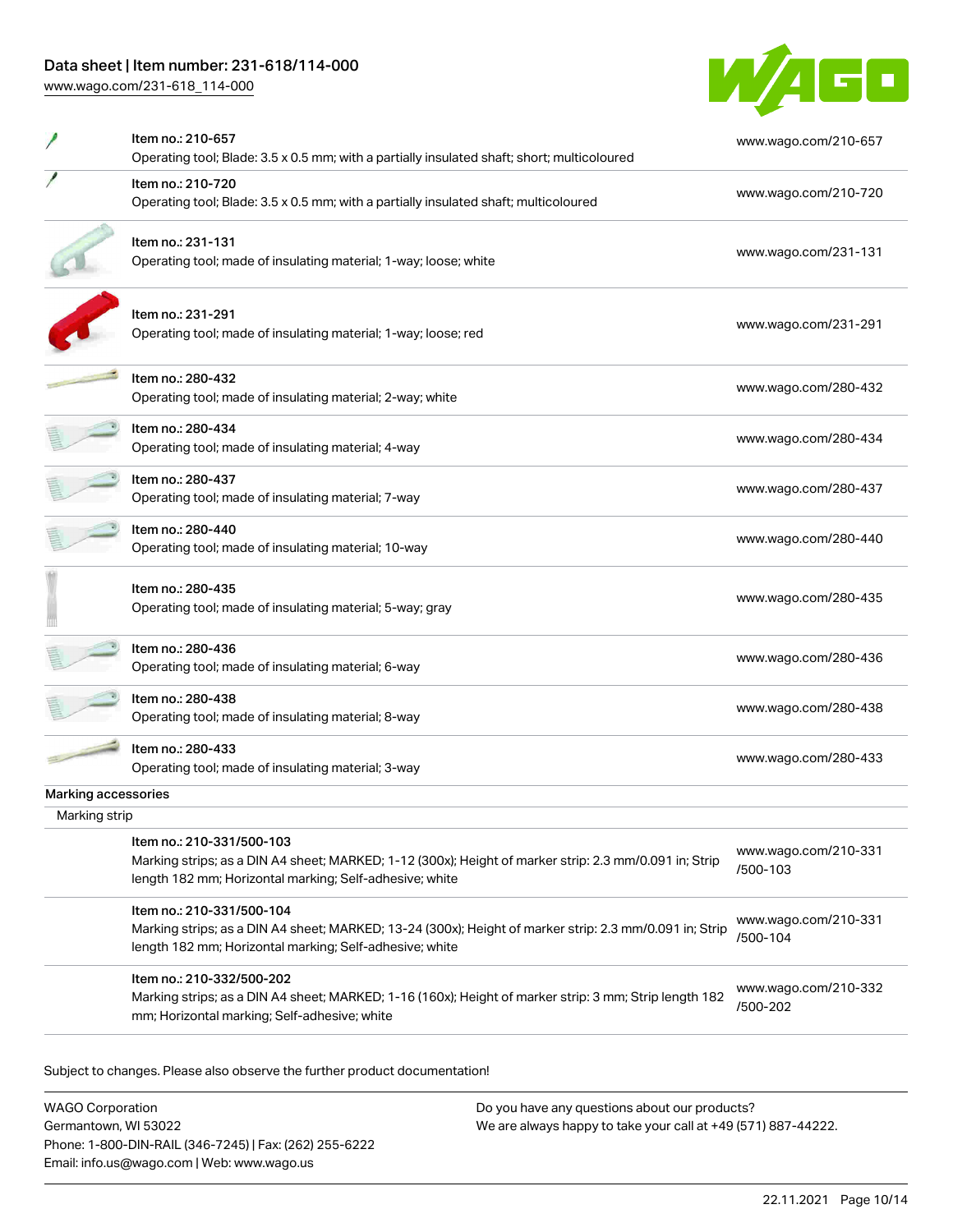| | | |
|---|---|---|
| | Item no.: 210-657<br>Operating tool; Blade: 3.5 x 0.5 mm; with a partially insulated shaft; short; multicoloured | www.wago.com/210-657 |
| | Item no.: 210-720<br>Operating tool; Blade: 3.5 x 0.5 mm; with a partially insulated shaft; multicoloured | www.wago.com/210-720 |
| | Item no.: 231-131<br>Operating tool; made of insulating material; 1-way; loose; white | www.wago.com/231-131 |
| | Item no.: 231-291<br>Operating tool; made of insulating material; 1-way; loose; red | www.wago.com/231-291 |
| | Item no.: 280-432<br>Operating tool; made of insulating material; 2-way; white | www.wago.com/280-432 |
| | Item no.: 280-434<br>Operating tool; made of insulating material; 4-way | www.wago.com/280-434 |
| | Item no.: 280-437<br>Operating tool; made of insulating material; 7-way | www.wago.com/280-437 |
| | Item no.: 280-440<br>Operating tool; made of insulating material; 10-way | www.wago.com/280-440 |
| | Item no.: 280-435<br>Operating tool; made of insulating material; 5-way; gray | www.wago.com/280-435 |
| | Item no.: 280-436<br>Operating tool; made of insulating material; 6-way | www.wago.com/280-436 |
| | Item no.: 280-438<br>Operating tool; made of insulating material; 8-way | www.wago.com/280-438 |
| | Item no.: 280-433<br>Operating tool; made of insulating material; 3-way | www.wago.com/280-433 |

**Marking accessories**

Marking strip

| | | |
|---|---|---|
| | Item no.: 210-331/500-103<br>Marking strips; as a DIN A4 sheet; MARKED; 1-12 (300x); Height of marker strip: 2.3 mm/0.091 in; Strip length 182 mm; Horizontal marking; Self-adhesive; white | www.wago.com/210-331/500-103 |
| | Item no.: 210-331/500-104<br>Marking strips; as a DIN A4 sheet; MARKED; 13-24 (300x); Height of marker strip: 2.3 mm/0.091 in; Strip length 182 mm; Horizontal marking; Self-adhesive; white | www.wago.com/210-331/500-104 |
| | Item no.: 210-332/500-202<br>Marking strips; as a DIN A4 sheet; MARKED; 1-16 (160x); Height of marker strip: 3 mm; Strip length 182 mm; Horizontal marking; Self-adhesive; white | www.wago.com/210-332/500-202 |

Subject to changes. Please also observe the further product documentation!

WAGO Corporation
Germantown, WI 53022
Phone: 1-800-DIN-RAIL (346-7245) | Fax: (262) 255-6222
Email: info.us@wago.com | Web: www.wago.us

Do you have any questions about our products?
We are always happy to take your call at +49 (571) 887-44222.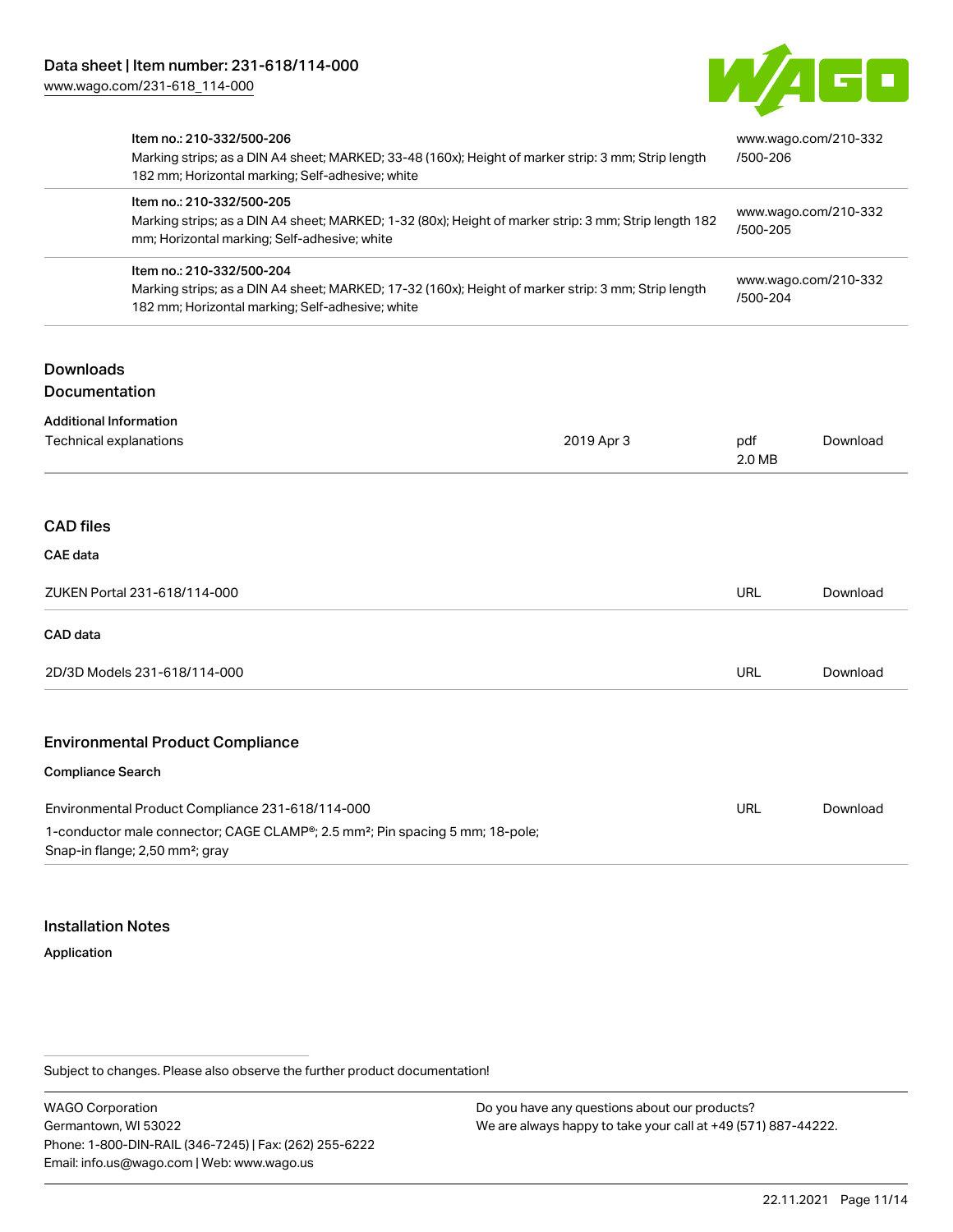| Item | URL |
| --- | --- |
| Item no.: 210-332/500-206<br>Marking strips; as a DIN A4 sheet; MARKED; 33-48 (160x); Height of marker strip: 3 mm; Strip length 182 mm; Horizontal marking; Self-adhesive; white | www.wago.com/210-332/500-206 |
| Item no.: 210-332/500-205<br>Marking strips; as a DIN A4 sheet; MARKED; 1-32 (80x); Height of marker strip: 3 mm; Strip length 182 mm; Horizontal marking; Self-adhesive; white | www.wago.com/210-332/500-205 |
| Item no.: 210-332/500-204<br>Marking strips; as a DIN A4 sheet; MARKED; 17-32 (160x); Height of marker strip: 3 mm; Strip length 182 mm; Horizontal marking; Self-adhesive; white | www.wago.com/210-332/500-204 |

## Downloads

### Documentation

**Additional Information**

| | | | |
| --- | --- | --- | --- |
| Technical explanations | 2019 Apr 3 | pdf 2.0 MB | Download |

### CAD files

**CAE data**

| | | |
| --- | --- | --- |
| ZUKEN Portal 231-618/114-000 | URL | Download |

**CAD data**

| | | |
| --- | --- | --- |
| 2D/3D Models 231-618/114-000 | URL | Download |

### Environmental Product Compliance

**Compliance Search**

| | | |
| --- | --- | --- |
| Environmental Product Compliance 231-618/114-000<br>1-conductor male connector; CAGE CLAMP®; 2.5 mm²; Pin spacing 5 mm; 18-pole; Snap-in flange; 2,50 mm²; gray | URL | Download |

## Installation Notes

**Application**

Subject to changes. Please also observe the further product documentation!

WAGO Corporation
Germantown, WI 53022
Phone: 1-800-DIN-RAIL (346-7245) | Fax: (262) 255-6222
Email: info.us@wago.com | Web: www.wago.us

Do you have any questions about our products?
We are always happy to take your call at +49 (571) 887-44222.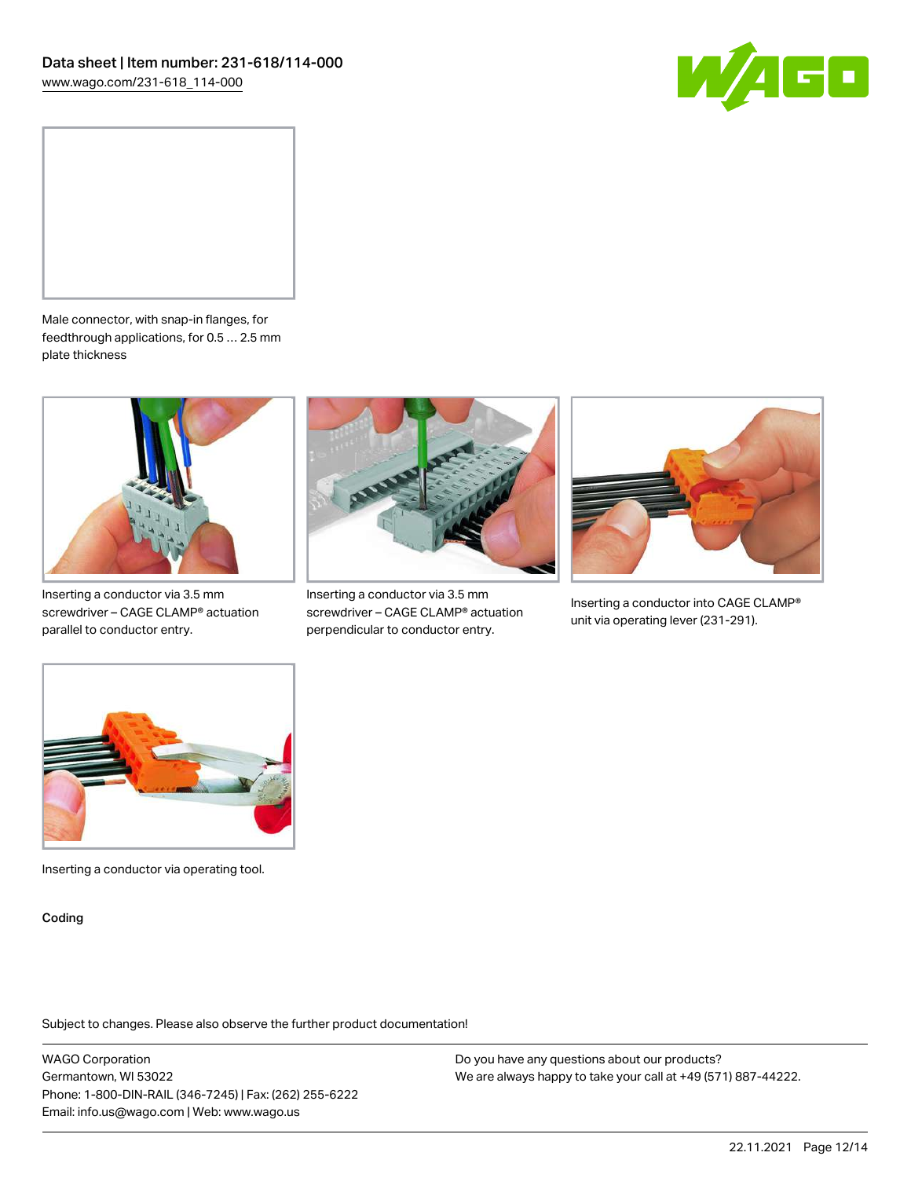Male connector, with snap-in flanges, for feedthrough applications, for 0.5 … 2.5 mm plate thickness

Inserting a conductor via 3.5 mm screwdriver – CAGE CLAMP® actuation parallel to conductor entry.

Inserting a conductor via 3.5 mm screwdriver – CAGE CLAMP® actuation perpendicular to conductor entry.

Inserting a conductor into CAGE CLAMP® unit via operating lever (231-291).

Inserting a conductor via operating tool.

Coding

Subject to changes. Please also observe the further product documentation!

WAGO Corporation
Germantown, WI 53022
Phone: 1-800-DIN-RAIL (346-7245) | Fax: (262) 255-6222
Email: info.us@wago.com | Web: www.wago.us

Do you have any questions about our products?
We are always happy to take your call at +49 (571) 887-44222.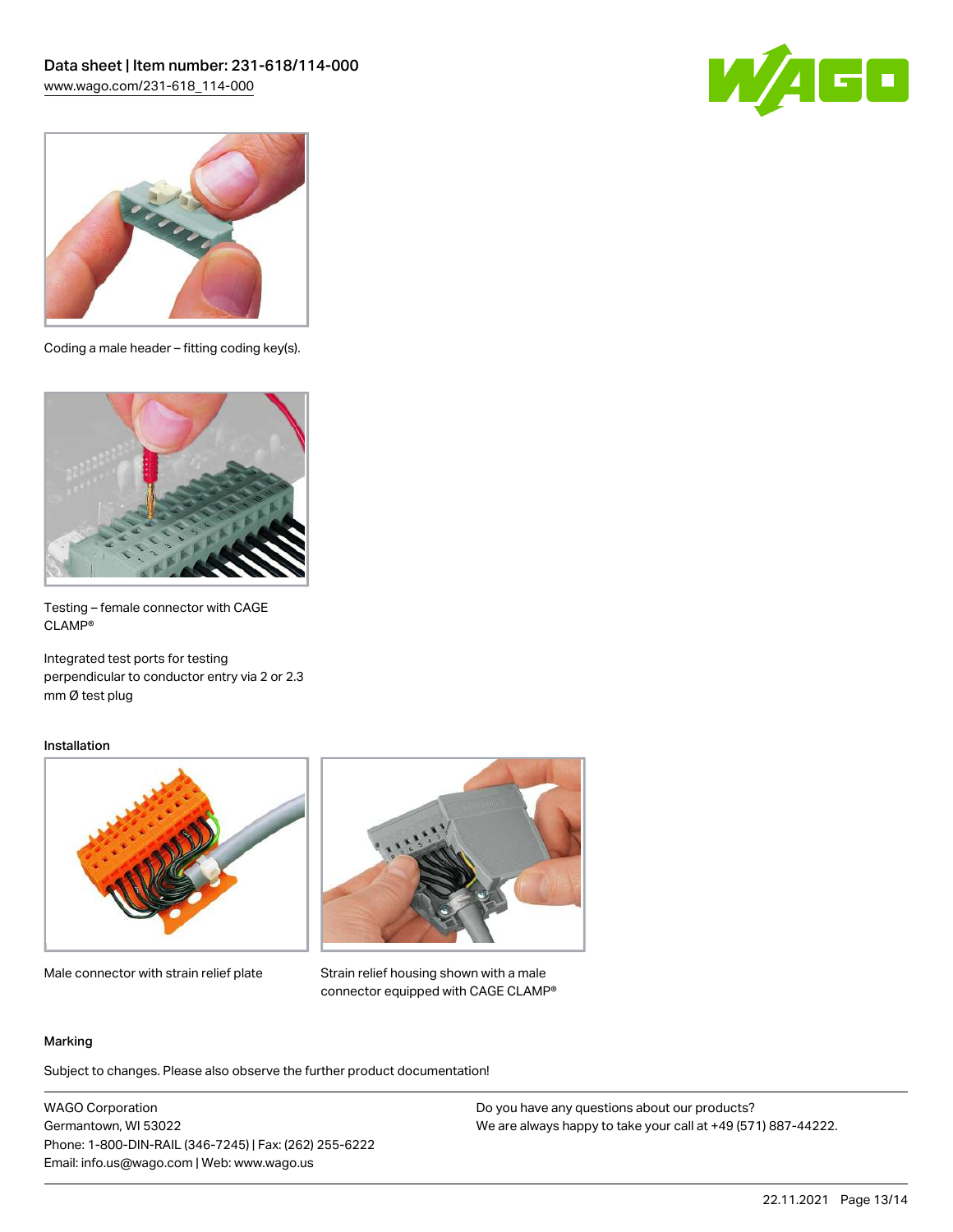Coding a male header – fitting coding key(s).

Testing – female connector with CAGE CLAMP®

Integrated test ports for testing perpendicular to conductor entry via 2 or 2.3 mm Ø test plug

### Installation

Male connector with strain relief plate

Strain relief housing shown with a male connector equipped with CAGE CLAMP®

### Marking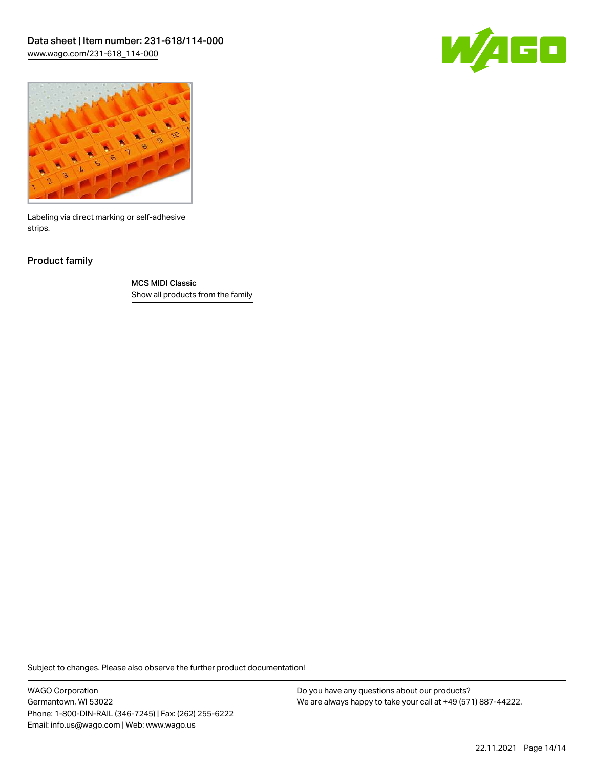Labeling via direct marking or self-adhesive strips.

## Product family

MCS MIDI Classic
Show all products from the family

Subject to changes. Please also observe the further product documentation!

WAGO Corporation
Germantown, WI 53022
Phone: 1-800-DIN-RAIL (346-7245) | Fax: (262) 255-6222
Email: info.us@wago.com | Web: www.wago.us

Do you have any questions about our products?
We are always happy to take your call at +49 (571) 887-44222.